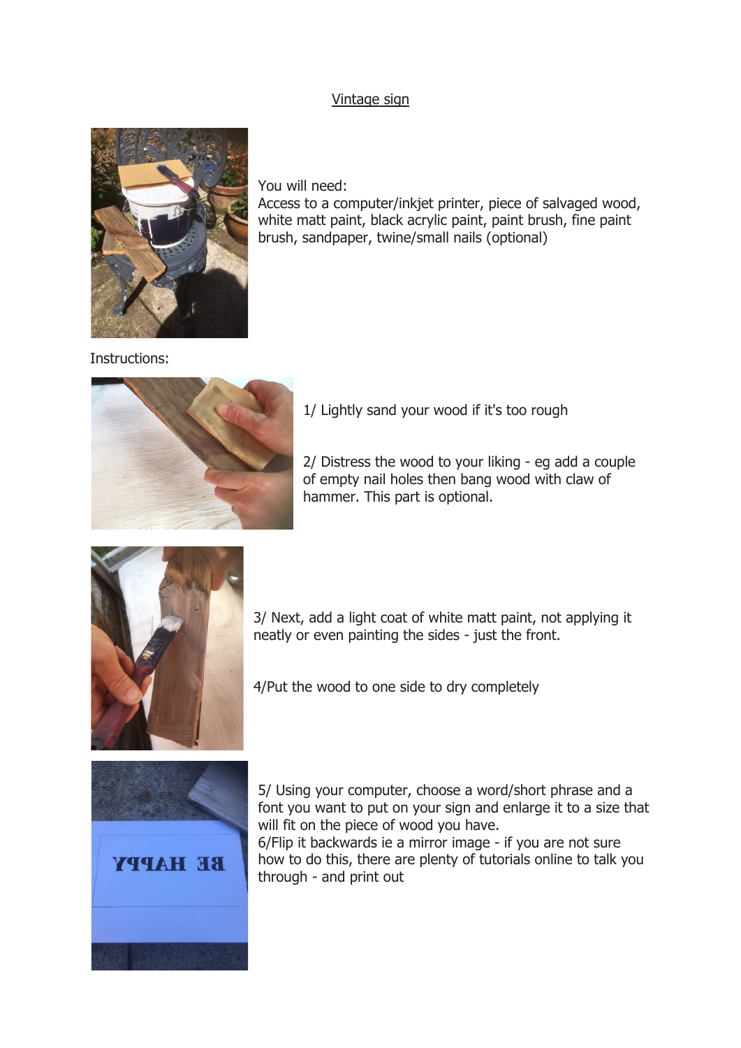# Vintage sign

You will need:
Access to a computer/inkjet printer, piece of salvaged wood, white matt paint, black acrylic paint, paint brush, fine paint brush, sandpaper, twine/small nails (optional)

Instructions:

1/ Lightly sand your wood if it's too rough

2/ Distress the wood to your liking - eg add a couple of empty nail holes then bang wood with claw of hammer. This part is optional.

3/ Next, add a light coat of white matt paint, not applying it neatly or even painting the sides - just the front.

4/Put the wood to one side to dry completely

5/ Using your computer, choose a word/short phrase and a font you want to put on your sign and enlarge it to a size that will fit on the piece of wood you have.
6/Flip it backwards ie a mirror image - if you are not sure how to do this, there are plenty of tutorials online to talk you through - and print out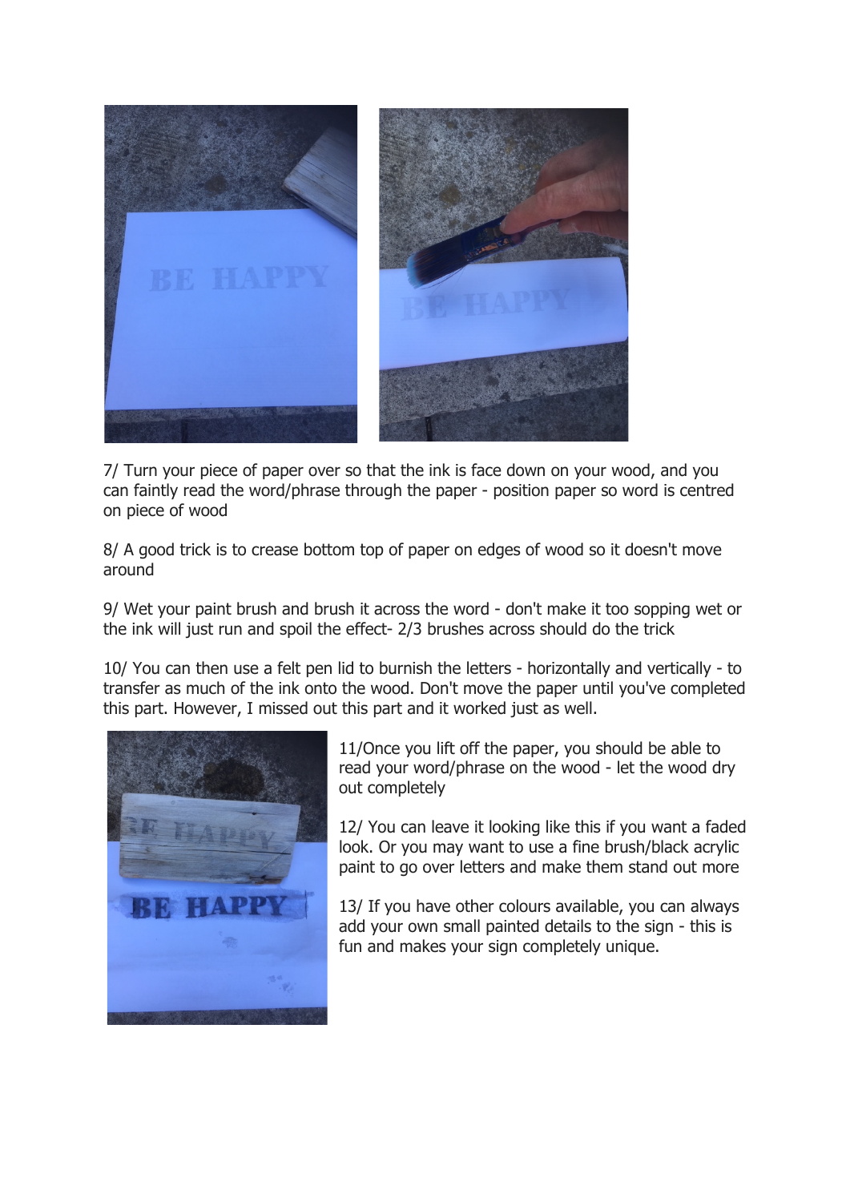7/ Turn your piece of paper over so that the ink is face down on your wood, and you can faintly read the word/phrase through the paper - position paper so word is centred on piece of wood

8/ A good trick is to crease bottom top of paper on edges of wood so it doesn't move around

9/ Wet your paint brush and brush it across the word - don't make it too sopping wet or the ink will just run and spoil the effect- 2/3 brushes across should do the trick

10/ You can then use a felt pen lid to burnish the letters - horizontally and vertically - to transfer as much of the ink onto the wood. Don't move the paper until you've completed this part. However, I missed out this part and it worked just as well.

11/Once you lift off the paper, you should be able to read your word/phrase on the wood - let the wood dry out completely

12/ You can leave it looking like this if you want a faded look. Or you may want to use a fine brush/black acrylic paint to go over letters and make them stand out more

13/ If you have other colours available, you can always add your own small painted details to the sign - this is fun and makes your sign completely unique.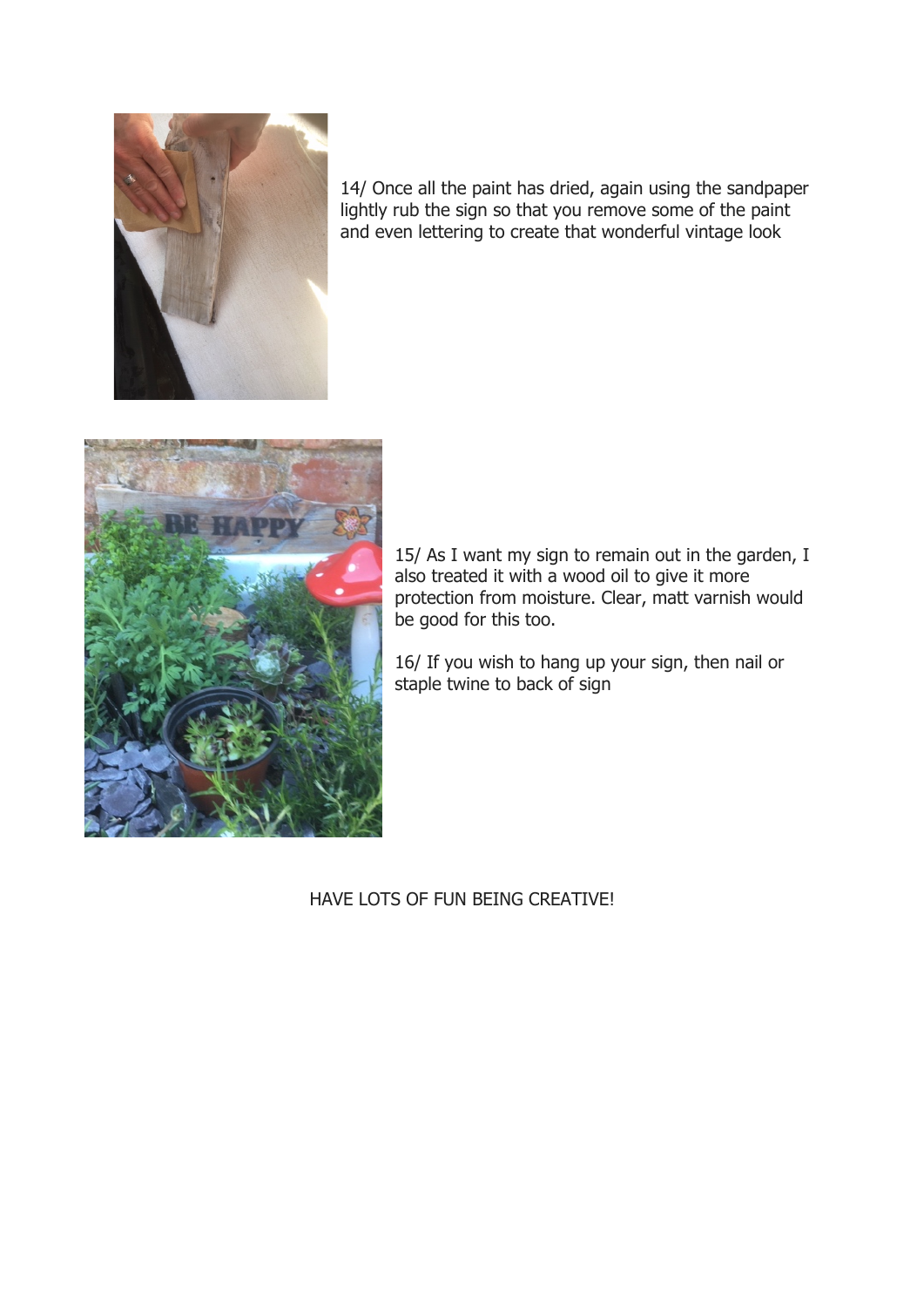14/ Once all the paint has dried, again using the sandpaper lightly rub the sign so that you remove some of the paint and even lettering to create that wonderful vintage look

15/ As I want my sign to remain out in the garden, I also treated it with a wood oil to give it more protection from moisture. Clear, matt varnish would be good for this too.

16/ If you wish to hang up your sign, then nail or staple twine to back of sign

HAVE LOTS OF FUN BEING CREATIVE!